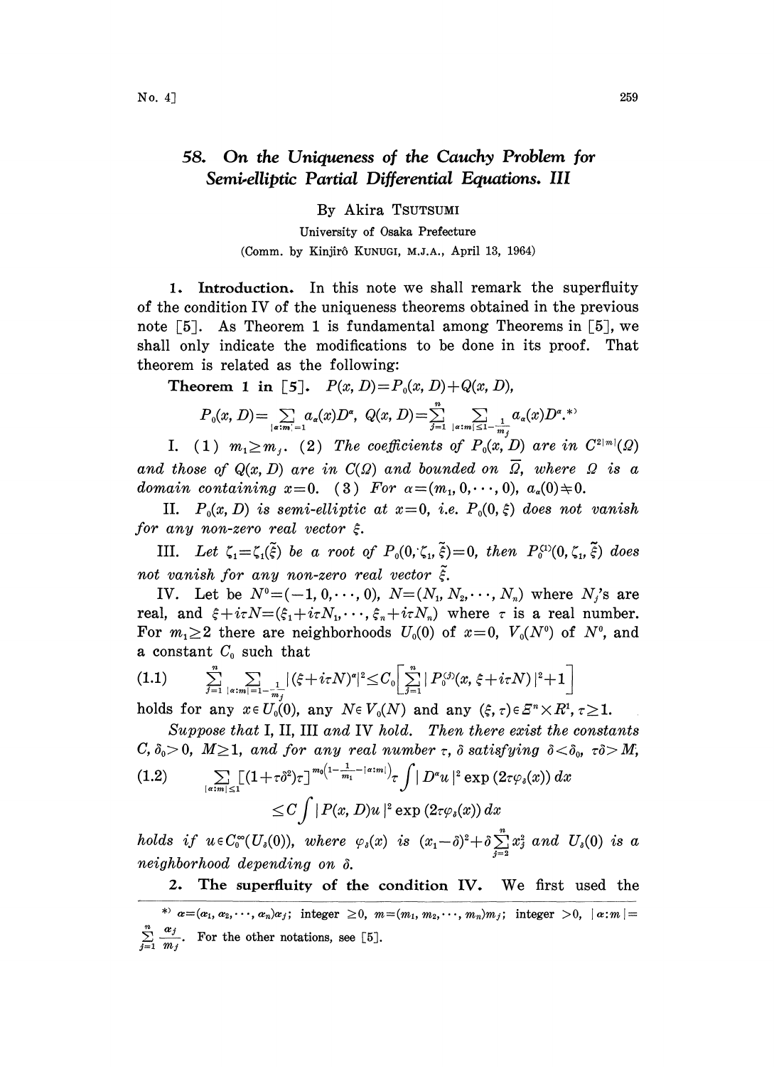# 58. On the Uniqueness of the Cauchy Problem for Semi-elliptic Partial Differential Equations. III

By Akira TSUTSUMI

University of Osaka Prefecture

(Comm. by Kinjirô KUNUGI, M.J.A., April 13, 1964)

**1. Introduction.** In this note we shall remark the superfluity of the condition IV of the uniqueness theorems obtained in the previous note [5]. As Theorem 1 is fundamental among Theorems in [5], we shall only indicate the modifications to be done in its proof. That theorem is related as the following:

**Theorem 1 in [5].** $P(x, D)=P_0(x, D)+Q(x, D)$,

$$P_0(x, D)=\sum_{|\alpha:m|=1} a_\alpha(x)D^\alpha,\ Q(x, D)=\sum_{j=1}^{n}\sum_{|\alpha:m|\leq 1-\frac{1}{m_j}} a_\alpha(x)D^\alpha.^{*)}$$

I. (1) $m_1\geq m_j$. (2) *The coefficients of* $P_0(x, D)$ *are in* $C^{2|m|}(\Omega)$ *and those of* $Q(x, D)$ *are in* $C(\Omega)$ *and bounded on* $\bar{\Omega}$, *where* $\Omega$ *is a domain containing* $x=0$. (3) *For* $\alpha=(m_1, 0,\cdots, 0)$, $a_\alpha(0)\neq 0$.

II. $P_0(x, D)$ *is semi-elliptic at* $x=0$, *i.e.* $P_0(0, \xi)$ *does not vanish for any non-zero real vector* $\xi$.

III. *Let* $\zeta_1=\zeta_1(\tilde{\xi})$ *be a root of* $P_0(0, \zeta_1, \tilde{\xi})=0$, *then* $P_0^{(1)}(0, \zeta_1, \tilde{\xi})$ *does not vanish for any non-zero real vector* $\tilde{\xi}$.

IV. Let be $N^0=(-1, 0,\cdots, 0)$, $N=(N_1, N_2,\cdots, N_n)$ where $N_j$'s are real, and $\xi+i\tau N=(\xi_1+i\tau N_1,\cdots, \xi_n+i\tau N_n)$ where $\tau$ is a real number. For $m_1\geq 2$ there are neighborhoods $U_0(0)$ of $x=0$, $V_0(N^0)$ of $N^0$, and a constant $C_0$ such that

$$\sum_{j=1}^{n}\sum_{|\alpha:m|=1-\frac{1}{m_j}}|(\xi+i\tau N)^\alpha|^2\leq C_0\left[\sum_{j=1}^{n}|P_0^{(j)}(x, \xi+i\tau N)|^2+1\right] \tag{1.1}$$

holds for any $x\in U_0(0)$, any $N\in V_0(N)$ and any $(\xi, \tau)\in\Xi^n\times R^1$, $\tau\geq 1$.

*Suppose that* I, II, III *and* IV *hold. Then there exist the constants* $C$, $\delta_0>0$, $M\geq 1$, *and for any real number* $\tau$, $\delta$ *satisfying* $\delta<\delta_0$, $\tau\delta>M$,

$$\sum_{|\alpha:m|\leq 1}[(1+\tau\delta^2)\tau]^{m_0\left(1-\frac{1}{m_1}-|\alpha:m|\right)}\tau\int|D^\alpha u|^2\exp(2\tau\varphi_\delta(x))\,dx \tag{1.2}$$
$$\leq C\int|P(x, D)u|^2\exp(2\tau\varphi_\delta(x))\,dx$$

*holds if* $u\in C_0^\infty(U_\delta(0))$, *where* $\varphi_\delta(x)$ *is* $(x_1-\delta)^2+\delta\sum_{j=2}^{n}x_j^2$ *and* $U_\delta(0)$ *is a neighborhood depending on* $\delta$.

**2. The superfluity of the condition IV.** We first used the

---

*) $\alpha=(\alpha_1, \alpha_2,\cdots, \alpha_n)\alpha_j$; integer $\geq 0$, $m=(m_1, m_2,\cdots, m_n)m_j$; integer $>0$, $|\alpha:m|=\sum_{j=1}^{n}\frac{\alpha_j}{m_j}$. For the other notations, see [5].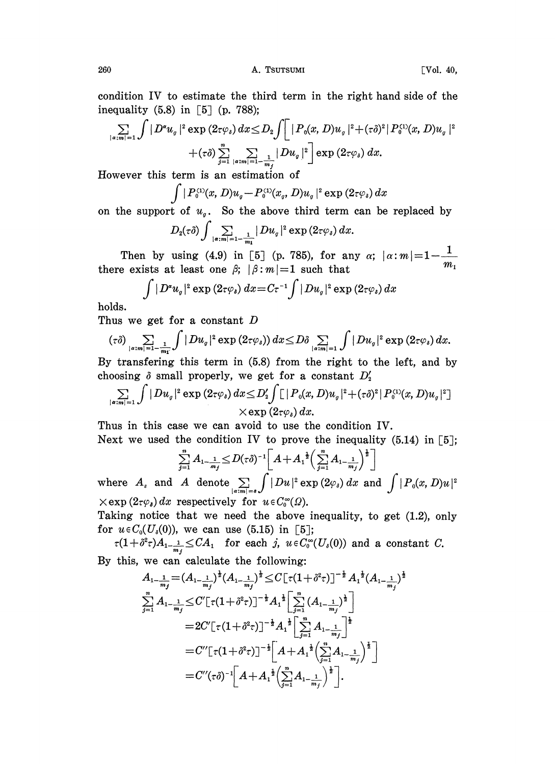condition IV to estimate the third term in the right hand side of the inequality (5.8) in [5] (p. 788);

$$\sum_{|\alpha:m|=1}\int |D^\alpha u_g|^2 \exp(2\tau\varphi_\delta)\,dx \le D_2\int\Big[\,|P_0(x,D)u_g|^2+(\tau\delta)^2|P_0^{(1)}(x,D)u_g|^2 +(\tau\delta)\sum_{j=1}^n \sum_{|\alpha:m|=1-\frac{1}{m_j}}|Du_g|^2\Big]\exp(2\tau\varphi_\delta)\,dx.$$

However this term is an estimation of

$$\int |P_0^{(1)}(x,D)u_g - P_0^{(1)}(x_g,D)u_g|^2 \exp(2\tau\varphi_\delta)\,dx$$

on the support of $u_g$. So the above third term can be replaced by

$$D_2(\tau\delta)\int \sum_{|\alpha:m|=1-\frac{1}{m_1}} |Du_g|^2 \exp(2\tau\varphi_\delta)\,dx.$$

Then by using (4.9) in [5] (p. 785), for any $\alpha$; $|\alpha:m|=1-\dfrac{1}{m_1}$ there exists at least one $\beta$; $|\beta:m|=1$ such that

$$\int |D^\alpha u_g|^2 \exp(2\tau\varphi_\delta)\,dx = C\tau^{-1}\int |Du_g|^2\exp(2\tau\varphi_\delta)\,dx$$

holds.

Thus we get for a constant $D$

$$(\tau\delta)\sum_{|\alpha:m|=1-\frac{1}{m_1}}\int |Du_g|^2\exp(2\tau\varphi_\delta))\,dx \le D\delta\sum_{|\alpha:m|=1}\int |Du_g|^2\exp(2\tau\varphi_\delta)\,dx.$$

By transfering this term in (5.8) from the right to the left, and by choosing $\delta$ small properly, we get for a constant $D_2'$

$$\sum_{|\alpha:m|=1}\int |Du_g|^2\exp(2\tau\varphi_\delta)\,dx \le D_2'\int[\,|P_0(x,D)u_g|^2+(\tau\delta)^2|P_0^{(1)}(x,D)u_g|^2]\times\exp(2\tau\varphi_\delta)\,dx.$$

Thus in this case we can avoid to use the condition IV.

Next we used the condition IV to prove the inequality (5.14) in [5];

$$\sum_{j=1}^n A_{1-\frac{1}{m_j}} \le D(\tau\delta)^{-1}\Big[A + A_1^{\frac{1}{2}}\Big(\sum_{j=1}^n A_{1-\frac{1}{m_j}}\Big)^{\frac{1}{2}}\Big]$$

where $A_s$ and $A$ denote $\sum_{|\alpha:m|=s}\int |Du|^2\exp(2\varphi_\delta)\,dx$ and $\int |P_0(x,D)u|^2 \times\exp(2\tau\varphi_\delta)\,dx$ respectively for $u\in C_0^\infty(\Omega)$.

Taking notice that we need the above inequality, to get (1.2), only for $u\in C_0(U_\delta(0))$, we can use (5.15) in [5];

$\tau(1+\delta^2\tau)A_{1-\frac{1}{m_j}} \le CA_1$ for each $j$, $u\in C_0^\infty(U_\delta(0))$ and a constant $C$.

By this, we can calculate the following:

$$\begin{aligned}
A_{1-\frac{1}{m_j}} &= (A_{1-\frac{1}{m_j}})^{\frac{1}{2}}(A_{1-\frac{1}{m_j}})^{\frac{1}{2}} \le C[\tau(1+\delta^2\tau)]^{-\frac{1}{2}}A_1^{\frac{1}{2}}(A_{1-\frac{1}{m_j}})^{\frac{1}{2}}\\
\sum_{j=1}^n A_{1-\frac{1}{m_j}} &\le C'[\tau(1+\delta^2\tau)]^{-\frac{1}{2}}A_1^{\frac{1}{2}}\Big[\sum_{j=1}^n (A_{1-\frac{1}{m_j}})^{\frac{1}{2}}\Big]\\
&=2C'[\tau(1+\delta^2\tau)]^{-\frac{1}{2}}A_1^{\frac{1}{2}}\Big[\sum_{j=1}^n A_{1-\frac{1}{m_j}}\Big]^{\frac{1}{2}}\\
&=C''[\tau(1+\delta^2\tau)]^{-\frac{1}{2}}\Big[A + A_1^{\frac{1}{2}}\Big(\sum_{j=1}^n A_{1-\frac{1}{m_j}}\Big)^{\frac{1}{2}}\Big]\\
&=C''(\tau\delta)^{-1}\Big[A + A_1^{\frac{1}{2}}\Big(\sum_{j=1}^n A_{1-\frac{1}{m_j}}\Big)^{\frac{1}{2}}\Big].
\end{aligned}$$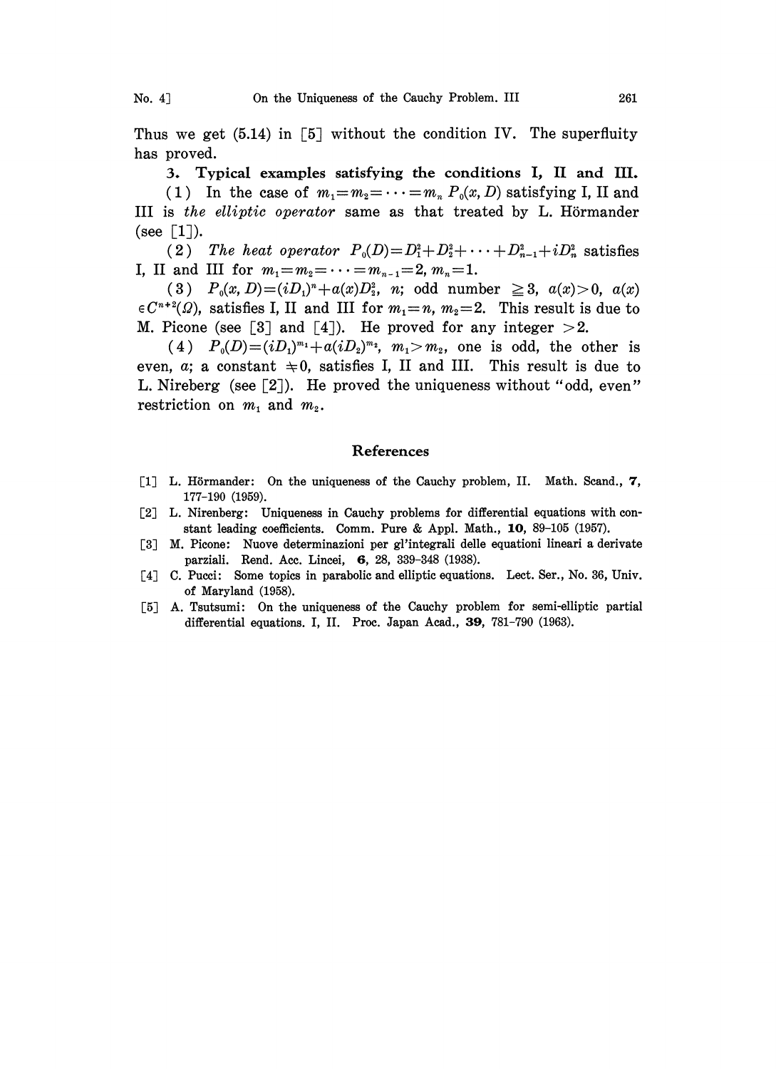Thus we get (5.14) in [5] without the condition IV. The superfluity has proved.

**3. Typical examples satisfying the conditions I, II and III.**

(1) In the case of $m_1=m_2=\cdots=m_n$ $P_0(x, D)$ satisfying I, II and III is *the elliptic operator* same as that treated by L. Hörmander (see [1]).

(2) *The heat operator* $P_0(D)=D_1^2+D_2^2+\cdots+D_{n-1}^2+iD_n^2$ satisfies I, II and III for $m_1=m_2=\cdots=m_{n-1}=2$, $m_n=1$.

(3) $P_0(x, D)=(iD_1)^n+a(x)D_2^2$, $n$; odd number $\geqq 3$, $a(x)>0$, $a(x) \in C^{n+2}(\Omega)$, satisfies I, II and III for $m_1=n$, $m_2=2$. This result is due to M. Picone (see [3] and [4]). He proved for any integer $>2$.

(4) $P_0(D)=(iD_1)^{m_1}+a(iD_2)^{m_2}$, $m_1>m_2$, one is odd, the other is even, $a$; a constant $\neq 0$, satisfies I, II and III. This result is due to L. Nireberg (see [2]). He proved the uniqueness without "odd, even" restriction on $m_1$ and $m_2$.

## References

[1] L. Hörmander: On the uniqueness of the Cauchy problem, II. Math. Scand., **7**, 177-190 (1959).

[2] L. Nirenberg: Uniqueness in Cauchy problems for differential equations with constant leading coefficients. Comm. Pure & Appl. Math., **10**, 89-105 (1957).

[3] M. Picone: Nuove determinazioni per gl'integrali delle equationi lineari a derivate parziali. Rend. Acc. Lincei, **6**, 28, 339-348 (1938).

[4] C. Pucci: Some topics in parabolic and elliptic equations. Lect. Ser., No. 36, Univ. of Maryland (1958).

[5] A. Tsutsumi: On the uniqueness of the Cauchy problem for semi-elliptic partial differential equations. I, II. Proc. Japan Acad., **39**, 781-790 (1963).